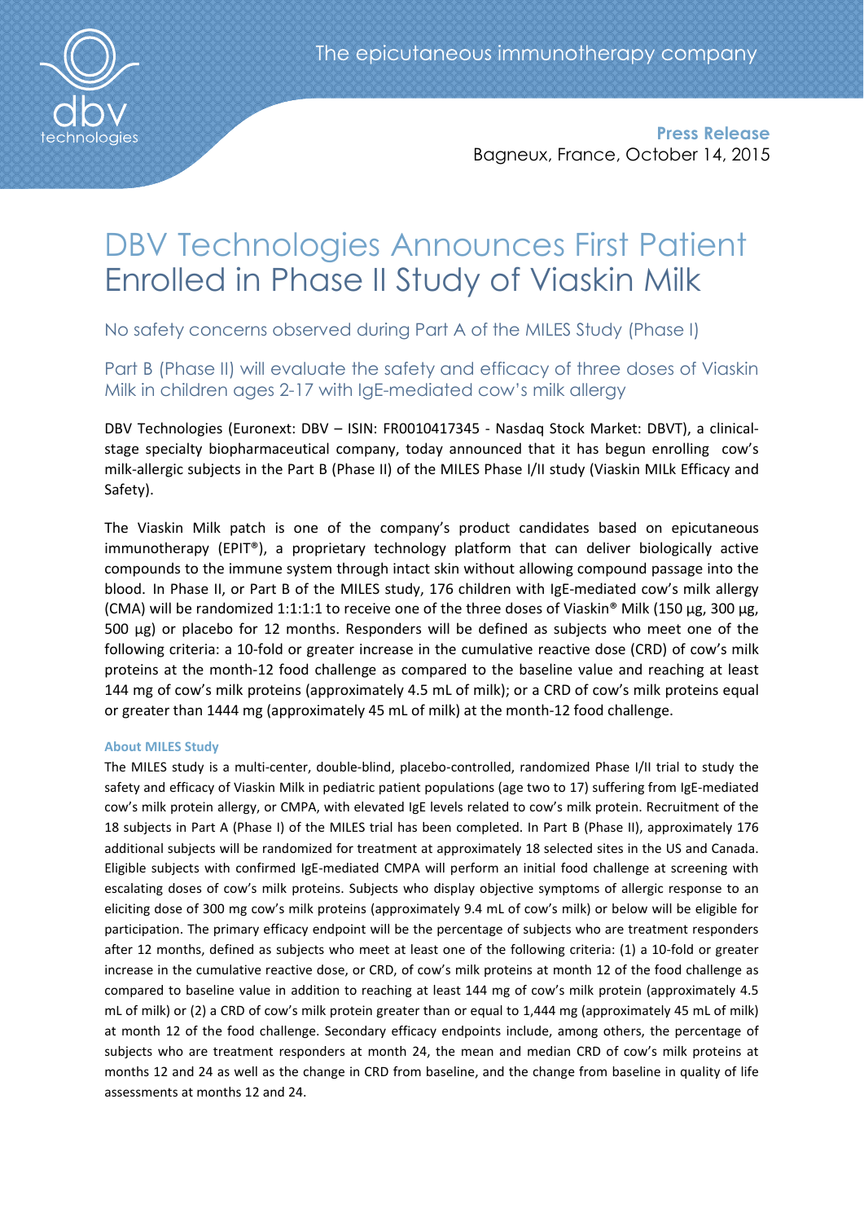The epicutaneous immunotherapy company

**Press Release**
Bagneux, France, October 14, 2015

# DBV Technologies Announces First Patient Enrolled in Phase II Study of Viaskin Milk

## No safety concerns observed during Part A of the MILES Study (Phase I)

## Part B (Phase II) will evaluate the safety and efficacy of three doses of Viaskin Milk in children ages 2-17 with IgE-mediated cow's milk allergy

DBV Technologies (Euronext: DBV – ISIN: FR0010417345 - Nasdaq Stock Market: DBVT), a clinical-stage specialty biopharmaceutical company, today announced that it has begun enrolling cow's milk-allergic subjects in the Part B (Phase II) of the MILES Phase I/II study (Viaskin MILk Efficacy and Safety).

The Viaskin Milk patch is one of the company's product candidates based on epicutaneous immunotherapy (EPIT®), a proprietary technology platform that can deliver biologically active compounds to the immune system through intact skin without allowing compound passage into the blood. In Phase II, or Part B of the MILES study, 176 children with IgE-mediated cow's milk allergy (CMA) will be randomized 1:1:1:1 to receive one of the three doses of Viaskin® Milk (150 µg, 300 µg, 500 µg) or placebo for 12 months. Responders will be defined as subjects who meet one of the following criteria: a 10-fold or greater increase in the cumulative reactive dose (CRD) of cow's milk proteins at the month-12 food challenge as compared to the baseline value and reaching at least 144 mg of cow's milk proteins (approximately 4.5 mL of milk); or a CRD of cow's milk proteins equal or greater than 1444 mg (approximately 45 mL of milk) at the month-12 food challenge.

### About MILES Study

The MILES study is a multi-center, double-blind, placebo-controlled, randomized Phase I/II trial to study the safety and efficacy of Viaskin Milk in pediatric patient populations (age two to 17) suffering from IgE-mediated cow's milk protein allergy, or CMPA, with elevated IgE levels related to cow's milk protein. Recruitment of the 18 subjects in Part A (Phase I) of the MILES trial has been completed. In Part B (Phase II), approximately 176 additional subjects will be randomized for treatment at approximately 18 selected sites in the US and Canada. Eligible subjects with confirmed IgE-mediated CMPA will perform an initial food challenge at screening with escalating doses of cow's milk proteins. Subjects who display objective symptoms of allergic response to an eliciting dose of 300 mg cow's milk proteins (approximately 9.4 mL of cow's milk) or below will be eligible for participation. The primary efficacy endpoint will be the percentage of subjects who are treatment responders after 12 months, defined as subjects who meet at least one of the following criteria: (1) a 10-fold or greater increase in the cumulative reactive dose, or CRD, of cow's milk proteins at month 12 of the food challenge as compared to baseline value in addition to reaching at least 144 mg of cow's milk protein (approximately 4.5 mL of milk) or (2) a CRD of cow's milk protein greater than or equal to 1,444 mg (approximately 45 mL of milk) at month 12 of the food challenge. Secondary efficacy endpoints include, among others, the percentage of subjects who are treatment responders at month 24, the mean and median CRD of cow's milk proteins at months 12 and 24 as well as the change in CRD from baseline, and the change from baseline in quality of life assessments at months 12 and 24.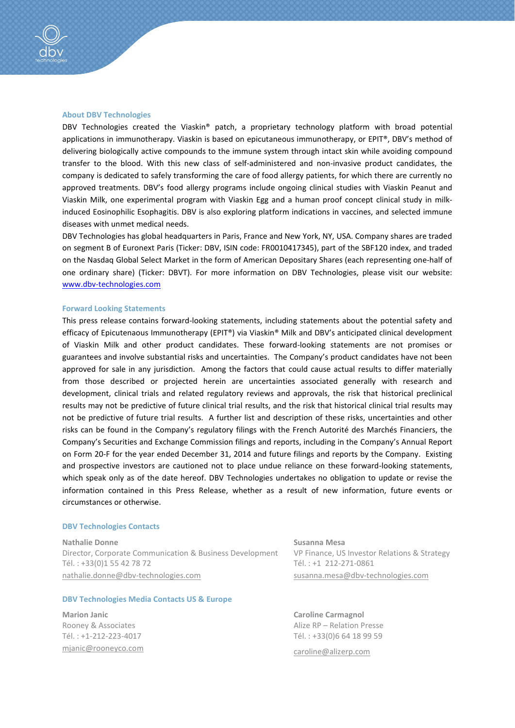### About DBV Technologies

DBV Technologies created the Viaskin® patch, a proprietary technology platform with broad potential applications in immunotherapy. Viaskin is based on epicutaneous immunotherapy, or EPIT®, DBV's method of delivering biologically active compounds to the immune system through intact skin while avoiding compound transfer to the blood. With this new class of self-administered and non-invasive product candidates, the company is dedicated to safely transforming the care of food allergy patients, for which there are currently no approved treatments. DBV's food allergy programs include ongoing clinical studies with Viaskin Peanut and Viaskin Milk, one experimental program with Viaskin Egg and a human proof concept clinical study in milk-induced Eosinophilic Esophagitis. DBV is also exploring platform indications in vaccines, and selected immune diseases with unmet medical needs.

DBV Technologies has global headquarters in Paris, France and New York, NY, USA. Company shares are traded on segment B of Euronext Paris (Ticker: DBV, ISIN code: FR0010417345), part of the SBF120 index, and traded on the Nasdaq Global Select Market in the form of American Depositary Shares (each representing one-half of one ordinary share) (Ticker: DBVT). For more information on DBV Technologies, please visit our website: [www.dbv-technologies.com](http://www.dbv-technologies.com)

### Forward Looking Statements

This press release contains forward-looking statements, including statements about the potential safety and efficacy of Epicutenaous Immunotherapy (EPIT®) via Viaskin® Milk and DBV's anticipated clinical development of Viaskin Milk and other product candidates. These forward-looking statements are not promises or guarantees and involve substantial risks and uncertainties. The Company's product candidates have not been approved for sale in any jurisdiction. Among the factors that could cause actual results to differ materially from those described or projected herein are uncertainties associated generally with research and development, clinical trials and related regulatory reviews and approvals, the risk that historical preclinical results may not be predictive of future clinical trial results, and the risk that historical clinical trial results may not be predictive of future trial results. A further list and description of these risks, uncertainties and other risks can be found in the Company's regulatory filings with the French Autorité des Marchés Financiers, the Company's Securities and Exchange Commission filings and reports, including in the Company's Annual Report on Form 20-F for the year ended December 31, 2014 and future filings and reports by the Company. Existing and prospective investors are cautioned not to place undue reliance on these forward-looking statements, which speak only as of the date hereof. DBV Technologies undertakes no obligation to update or revise the information contained in this Press Release, whether as a result of new information, future events or circumstances or otherwise.

### DBV Technologies Contacts

**Nathalie Donne**
Director, Corporate Communication & Business Development
Tél. : +33(0)1 55 42 78 72
nathalie.donne@dbv-technologies.com

**Susanna Mesa**
VP Finance, US Investor Relations & Strategy
Tél. : +1 212-271-0861
susanna.mesa@dbv-technologies.com

### DBV Technologies Media Contacts US & Europe

**Marion Janic**
Rooney & Associates
Tél. : +1-212-223-4017
mjanic@rooneyco.com

**Caroline Carmagnol**
Alize RP – Relation Presse
Tél. : +33(0)6 64 18 99 59
caroline@alizerp.com